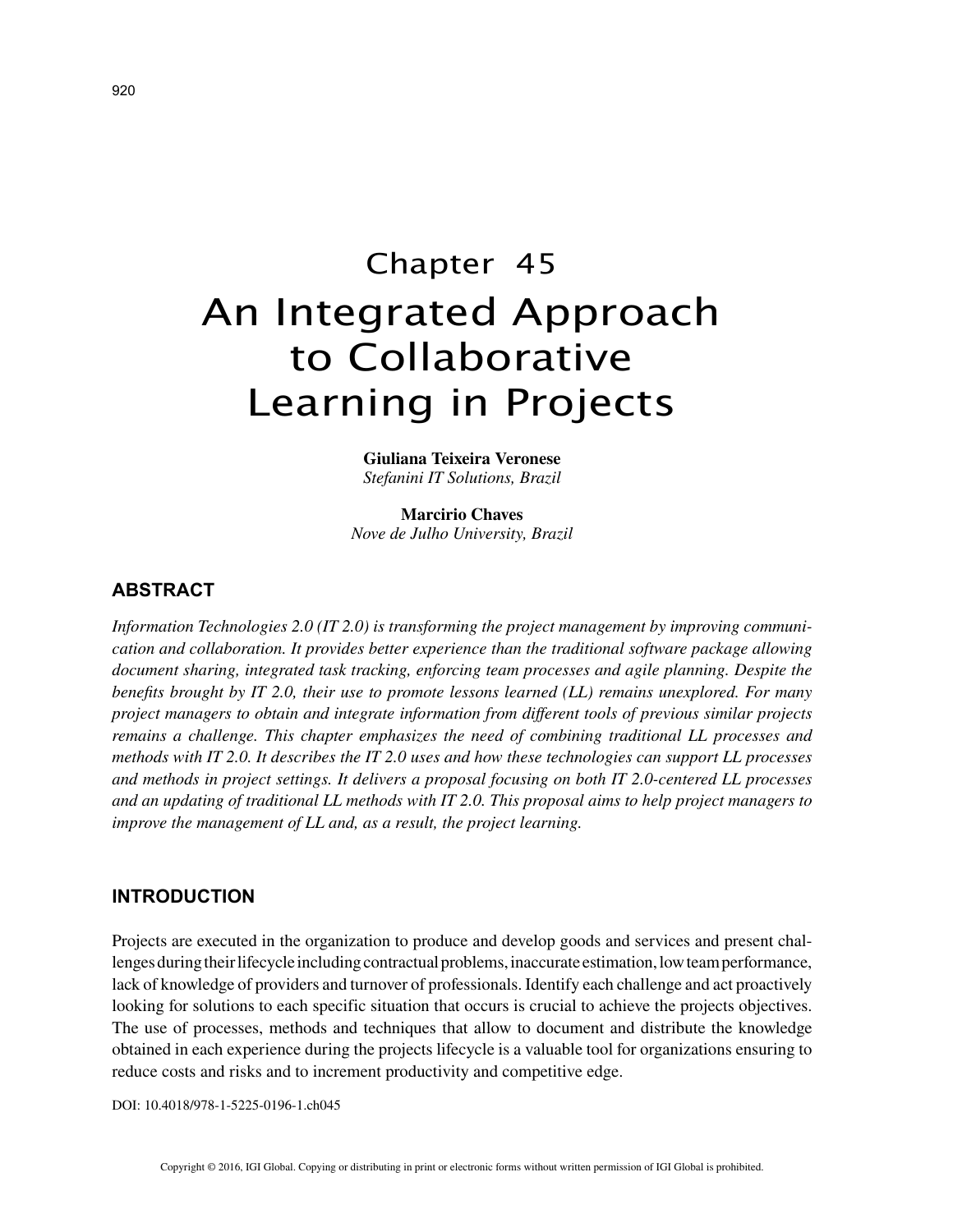# Chapter 45

# An Integrated Approach to Collaborative Learning in Projects

**Giuliana Teixeira Veronese**
*Stefanini IT Solutions, Brazil*

**Marcirio Chaves**
*Nove de Julho University, Brazil*

## ABSTRACT

*Information Technologies 2.0 (IT 2.0) is transforming the project management by improving communication and collaboration. It provides better experience than the traditional software package allowing document sharing, integrated task tracking, enforcing team processes and agile planning. Despite the benefits brought by IT 2.0, their use to promote lessons learned (LL) remains unexplored. For many project managers to obtain and integrate information from different tools of previous similar projects remains a challenge. This chapter emphasizes the need of combining traditional LL processes and methods with IT 2.0. It describes the IT 2.0 uses and how these technologies can support LL processes and methods in project settings. It delivers a proposal focusing on both IT 2.0-centered LL processes and an updating of traditional LL methods with IT 2.0. This proposal aims to help project managers to improve the management of LL and, as a result, the project learning.*

## INTRODUCTION

Projects are executed in the organization to produce and develop goods and services and present challenges during their lifecycle including contractual problems, inaccurate estimation, low team performance, lack of knowledge of providers and turnover of professionals. Identify each challenge and act proactively looking for solutions to each specific situation that occurs is crucial to achieve the projects objectives. The use of processes, methods and techniques that allow to document and distribute the knowledge obtained in each experience during the projects lifecycle is a valuable tool for organizations ensuring to reduce costs and risks and to increment productivity and competitive edge.

DOI: 10.4018/978-1-5225-0196-1.ch045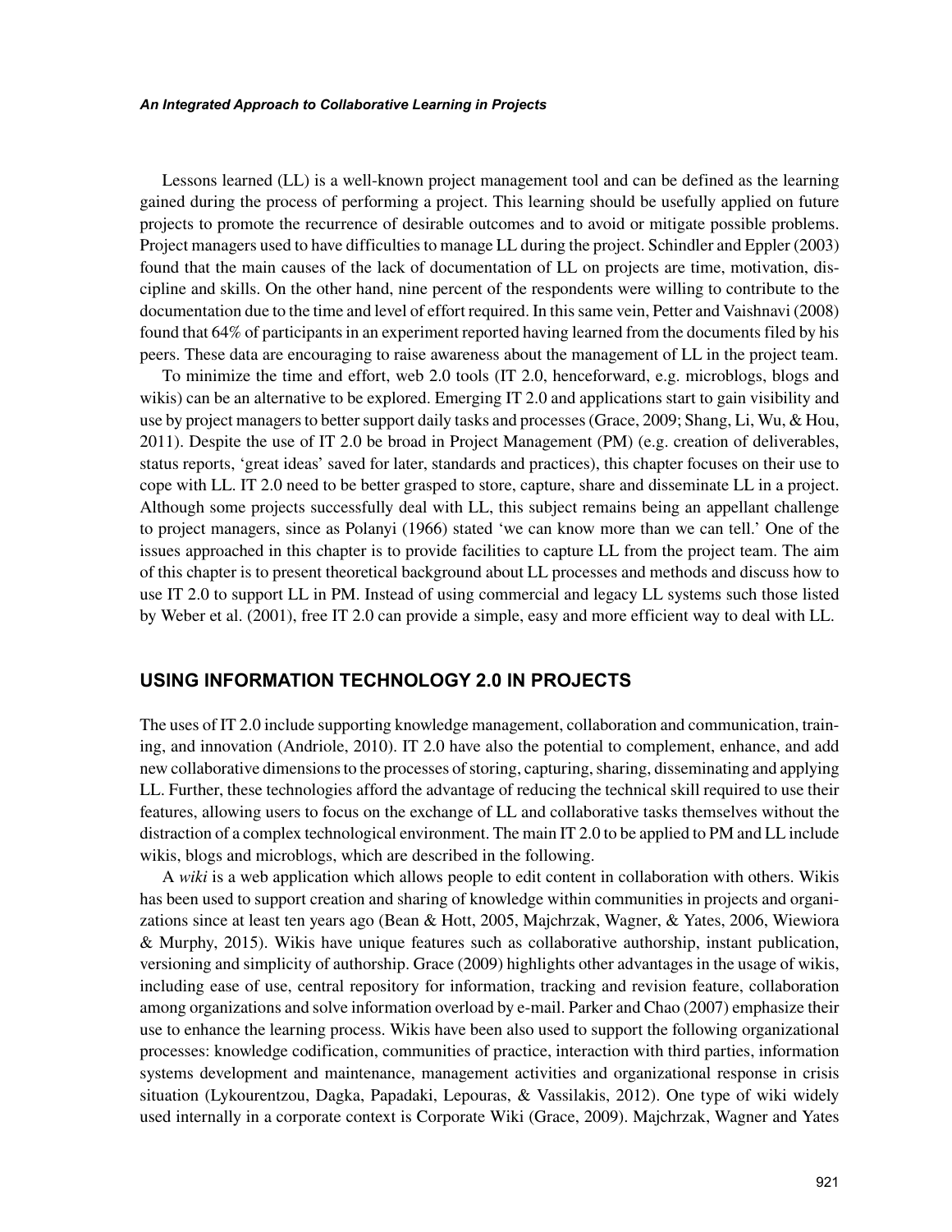Lessons learned (LL) is a well-known project management tool and can be defined as the learning gained during the process of performing a project. This learning should be usefully applied on future projects to promote the recurrence of desirable outcomes and to avoid or mitigate possible problems. Project managers used to have difficulties to manage LL during the project. Schindler and Eppler (2003) found that the main causes of the lack of documentation of LL on projects are time, motivation, discipline and skills. On the other hand, nine percent of the respondents were willing to contribute to the documentation due to the time and level of effort required. In this same vein, Petter and Vaishnavi (2008) found that 64% of participants in an experiment reported having learned from the documents filed by his peers. These data are encouraging to raise awareness about the management of LL in the project team.

To minimize the time and effort, web 2.0 tools (IT 2.0, henceforward, e.g. microblogs, blogs and wikis) can be an alternative to be explored. Emerging IT 2.0 and applications start to gain visibility and use by project managers to better support daily tasks and processes (Grace, 2009; Shang, Li, Wu, & Hou, 2011). Despite the use of IT 2.0 be broad in Project Management (PM) (e.g. creation of deliverables, status reports, 'great ideas' saved for later, standards and practices), this chapter focuses on their use to cope with LL. IT 2.0 need to be better grasped to store, capture, share and disseminate LL in a project. Although some projects successfully deal with LL, this subject remains being an appellant challenge to project managers, since as Polanyi (1966) stated 'we can know more than we can tell.' One of the issues approached in this chapter is to provide facilities to capture LL from the project team. The aim of this chapter is to present theoretical background about LL processes and methods and discuss how to use IT 2.0 to support LL in PM. Instead of using commercial and legacy LL systems such those listed by Weber et al. (2001), free IT 2.0 can provide a simple, easy and more efficient way to deal with LL.

## USING INFORMATION TECHNOLOGY 2.0 IN PROJECTS

The uses of IT 2.0 include supporting knowledge management, collaboration and communication, training, and innovation (Andriole, 2010). IT 2.0 have also the potential to complement, enhance, and add new collaborative dimensions to the processes of storing, capturing, sharing, disseminating and applying LL. Further, these technologies afford the advantage of reducing the technical skill required to use their features, allowing users to focus on the exchange of LL and collaborative tasks themselves without the distraction of a complex technological environment. The main IT 2.0 to be applied to PM and LL include wikis, blogs and microblogs, which are described in the following.

A *wiki* is a web application which allows people to edit content in collaboration with others. Wikis has been used to support creation and sharing of knowledge within communities in projects and organizations since at least ten years ago (Bean & Hott, 2005, Majchrzak, Wagner, & Yates, 2006, Wiewiora & Murphy, 2015). Wikis have unique features such as collaborative authorship, instant publication, versioning and simplicity of authorship. Grace (2009) highlights other advantages in the usage of wikis, including ease of use, central repository for information, tracking and revision feature, collaboration among organizations and solve information overload by e-mail. Parker and Chao (2007) emphasize their use to enhance the learning process. Wikis have been also used to support the following organizational processes: knowledge codification, communities of practice, interaction with third parties, information systems development and maintenance, management activities and organizational response in crisis situation (Lykourentzou, Dagka, Papadaki, Lepouras, & Vassilakis, 2012). One type of wiki widely used internally in a corporate context is Corporate Wiki (Grace, 2009). Majchrzak, Wagner and Yates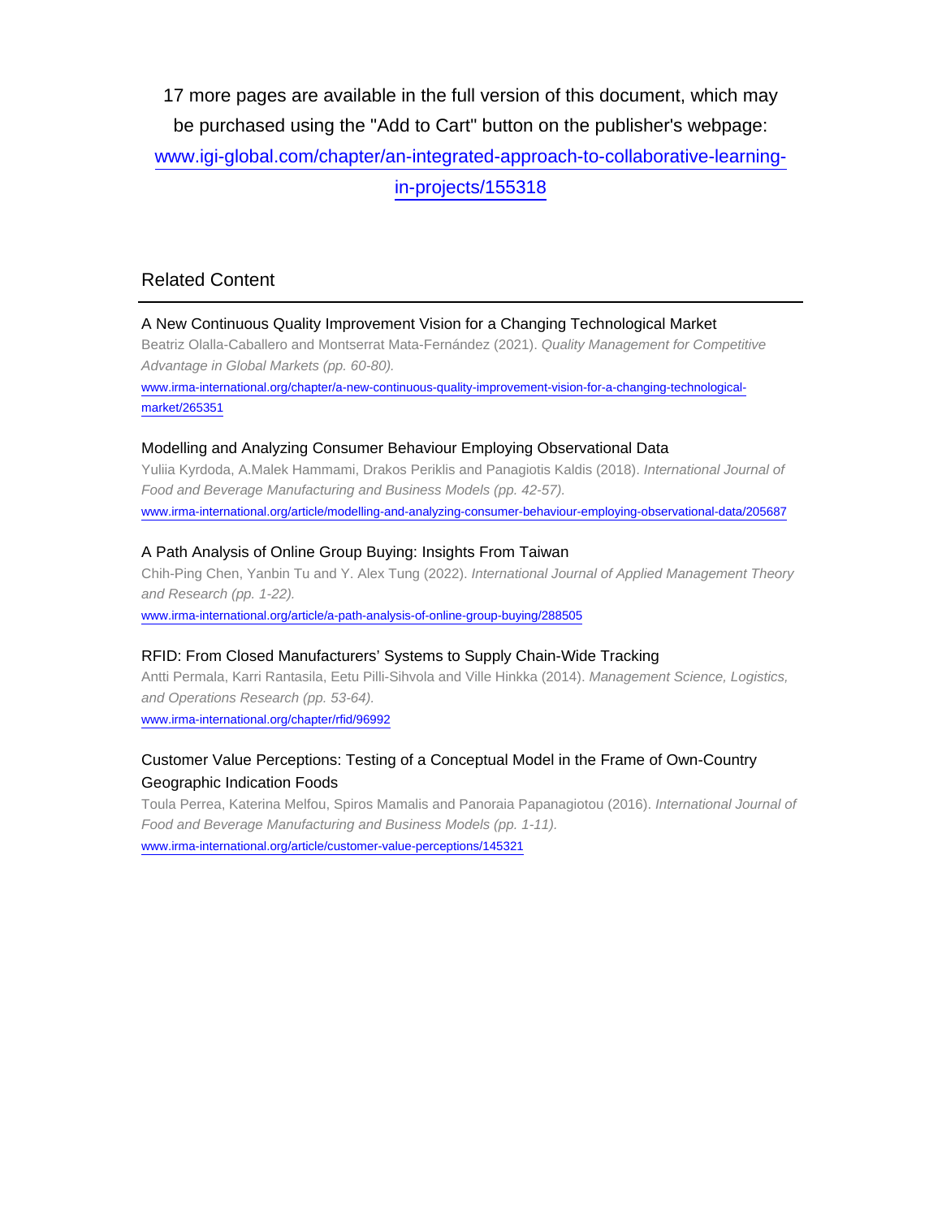17 more pages are available in the full version of this document, which may be purchased using the "Add to Cart" button on the publisher's webpage: [www.igi-global.com/chapter/an-integrated-approach-to-collaborative-learning-in-projects/155318](www.igi-global.com/chapter/an-integrated-approach-to-collaborative-learning-in-projects/155318)

## Related Content

A New Continuous Quality Improvement Vision for a Changing Technological Market
Beatriz Olalla-Caballero and Montserrat Mata-Fernández (2021). *Quality Management for Competitive Advantage in Global Markets (pp. 60-80).*
[www.irma-international.org/chapter/a-new-continuous-quality-improvement-vision-for-a-changing-technological-market/265351](www.irma-international.org/chapter/a-new-continuous-quality-improvement-vision-for-a-changing-technological-market/265351)

Modelling and Analyzing Consumer Behaviour Employing Observational Data
Yuliia Kyrdoda, A.Malek Hammami, Drakos Periklis and Panagiotis Kaldis (2018). *International Journal of Food and Beverage Manufacturing and Business Models (pp. 42-57).*
[www.irma-international.org/article/modelling-and-analyzing-consumer-behaviour-employing-observational-data/205687](www.irma-international.org/article/modelling-and-analyzing-consumer-behaviour-employing-observational-data/205687)

A Path Analysis of Online Group Buying: Insights From Taiwan
Chih-Ping Chen, Yanbin Tu and Y. Alex Tung (2022). *International Journal of Applied Management Theory and Research (pp. 1-22).*
[www.irma-international.org/article/a-path-analysis-of-online-group-buying/288505](www.irma-international.org/article/a-path-analysis-of-online-group-buying/288505)

RFID: From Closed Manufacturers' Systems to Supply Chain-Wide Tracking
Antti Permala, Karri Rantasila, Eetu Pilli-Sihvola and Ville Hinkka (2014). *Management Science, Logistics, and Operations Research (pp. 53-64).*
[www.irma-international.org/chapter/rfid/96992](www.irma-international.org/chapter/rfid/96992)

Customer Value Perceptions: Testing of a Conceptual Model in the Frame of Own-Country Geographic Indication Foods
Toula Perrea, Katerina Melfou, Spiros Mamalis and Panoraia Papanagiotou (2016). *International Journal of Food and Beverage Manufacturing and Business Models (pp. 1-11).*
[www.irma-international.org/article/customer-value-perceptions/145321](www.irma-international.org/article/customer-value-perceptions/145321)